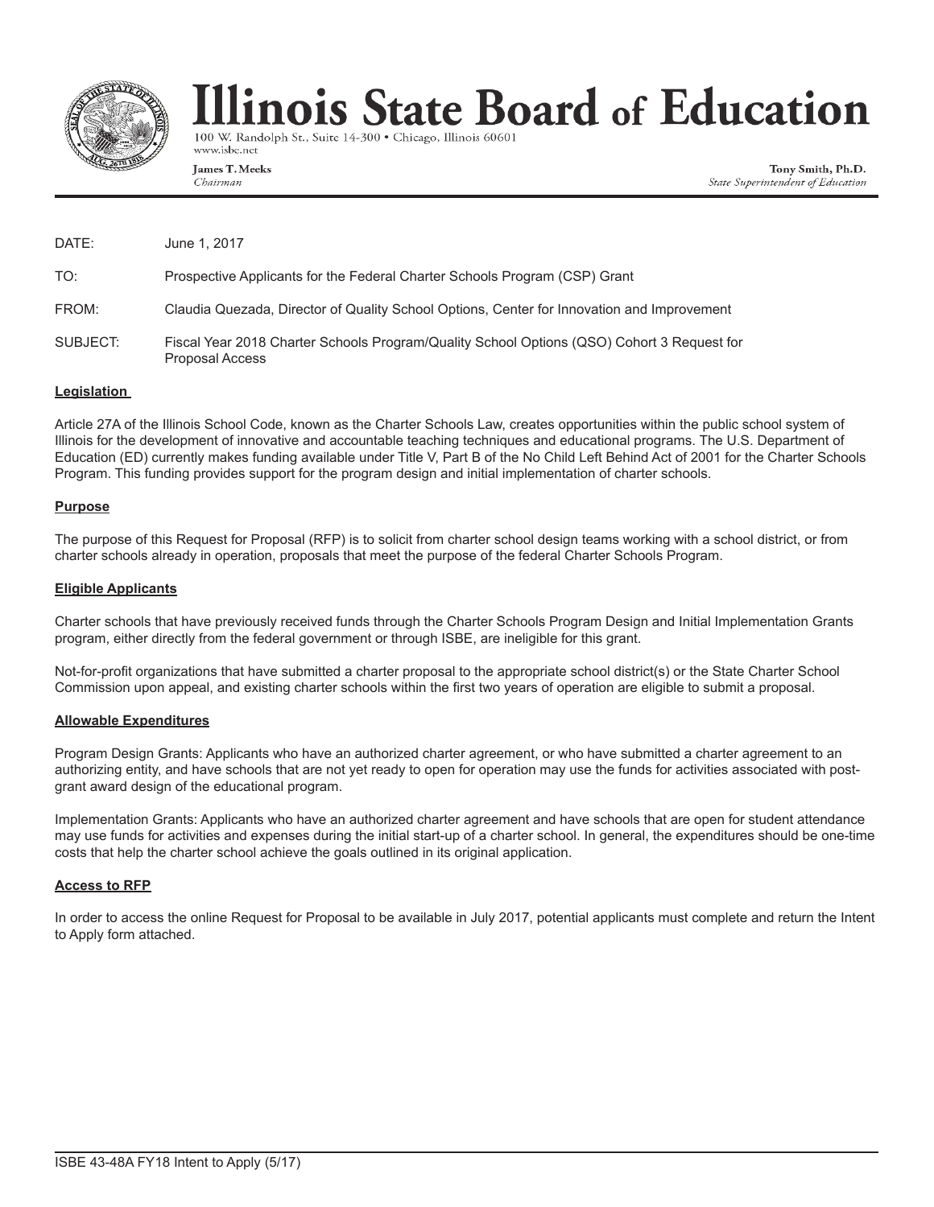# Illinois State Board of Education

100 W. Randolph St., Suite 14-300 • Chicago, Illinois 60601
www.isbe.net

**James T. Meeks**
*Chairman*

**Tony Smith, Ph.D.**
*State Superintendent of Education*

---

DATE: June 1, 2017

TO: Prospective Applicants for the Federal Charter Schools Program (CSP) Grant

FROM: Claudia Quezada, Director of Quality School Options, Center for Innovation and Improvement

SUBJECT: Fiscal Year 2018 Charter Schools Program/Quality School Options (QSO) Cohort 3 Request for Proposal Access

**Legislation**

Article 27A of the Illinois School Code, known as the Charter Schools Law, creates opportunities within the public school system of Illinois for the development of innovative and accountable teaching techniques and educational programs. The U.S. Department of Education (ED) currently makes funding available under Title V, Part B of the No Child Left Behind Act of 2001 for the Charter Schools Program. This funding provides support for the program design and initial implementation of charter schools.

**Purpose**

The purpose of this Request for Proposal (RFP) is to solicit from charter school design teams working with a school district, or from charter schools already in operation, proposals that meet the purpose of the federal Charter Schools Program.

**Eligible Applicants**

Charter schools that have previously received funds through the Charter Schools Program Design and Initial Implementation Grants program, either directly from the federal government or through ISBE, are ineligible for this grant.

Not-for-profit organizations that have submitted a charter proposal to the appropriate school district(s) or the State Charter School Commission upon appeal, and existing charter schools within the first two years of operation are eligible to submit a proposal.

**Allowable Expenditures**

Program Design Grants: Applicants who have an authorized charter agreement, or who have submitted a charter agreement to an authorizing entity, and have schools that are not yet ready to open for operation may use the funds for activities associated with post-grant award design of the educational program.

Implementation Grants: Applicants who have an authorized charter agreement and have schools that are open for student attendance may use funds for activities and expenses during the initial start-up of a charter school. In general, the expenditures should be one-time costs that help the charter school achieve the goals outlined in its original application.

**Access to RFP**

In order to access the online Request for Proposal to be available in July 2017, potential applicants must complete and return the Intent to Apply form attached.

ISBE 43-48A FY18 Intent to Apply (5/17)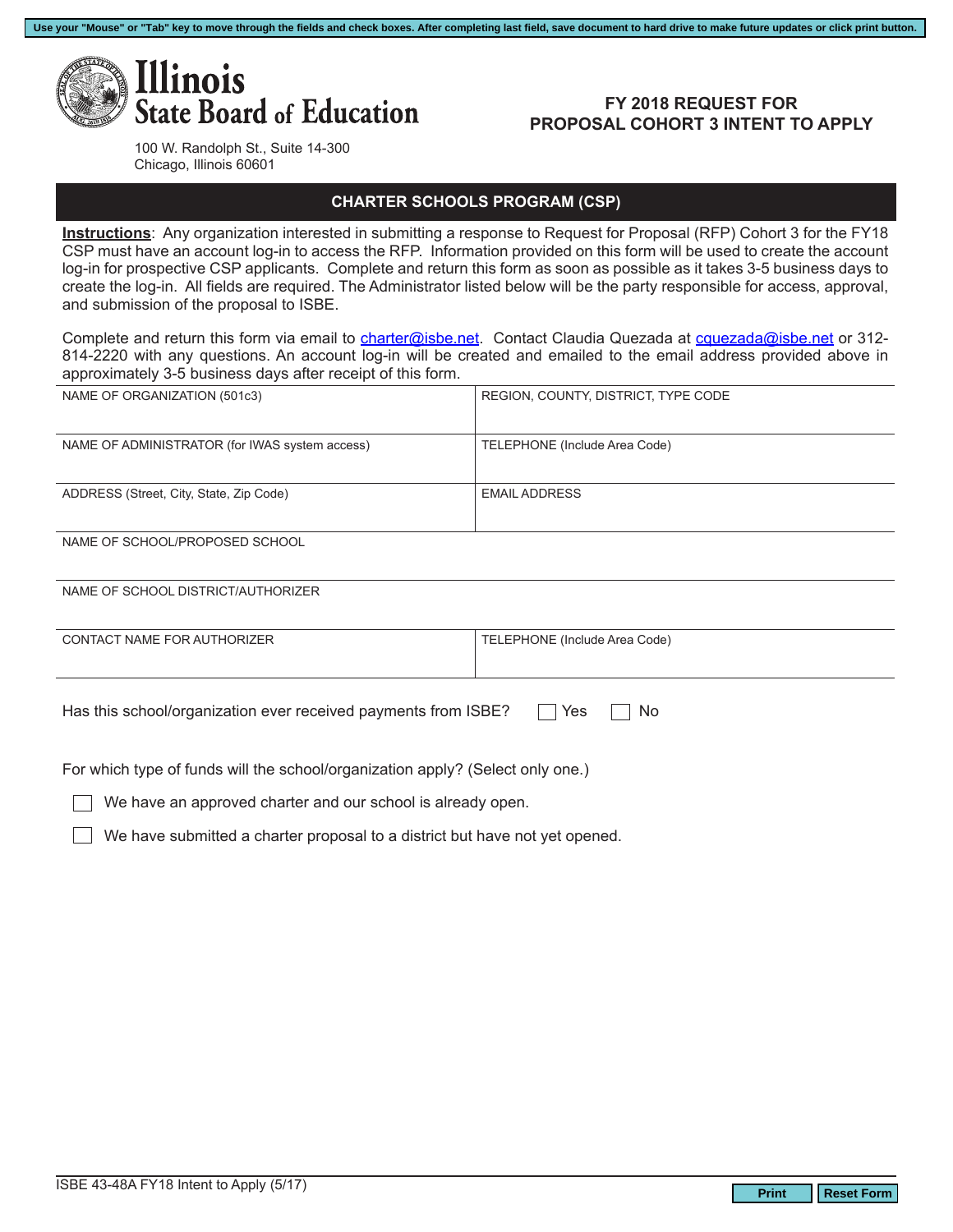Use your "Mouse" or "Tab" key to move through the fields and check boxes. After completing last field, save document to hard drive to make future updates or click print button.

# Illinois State Board of Education

100 W. Randolph St., Suite 14-300
Chicago, Illinois 60601

**FY 2018 REQUEST FOR PROPOSAL COHORT 3 INTENT TO APPLY**

## CHARTER SCHOOLS PROGRAM (CSP)

**Instructions**: Any organization interested in submitting a response to Request for Proposal (RFP) Cohort 3 for the FY18 CSP must have an account log-in to access the RFP. Information provided on this form will be used to create the account log-in for prospective CSP applicants. Complete and return this form as soon as possible as it takes 3-5 business days to create the log-in. All fields are required. The Administrator listed below will be the party responsible for access, approval, and submission of the proposal to ISBE.

Complete and return this form via email to charter@isbe.net. Contact Claudia Quezada at cquezada@isbe.net or 312-814-2220 with any questions. An account log-in will be created and emailed to the email address provided above in approximately 3-5 business days after receipt of this form.

| | |
|---|---|
| NAME OF ORGANIZATION (501c3) | REGION, COUNTY, DISTRICT, TYPE CODE |
| NAME OF ADMINISTRATOR (for IWAS system access) | TELEPHONE (Include Area Code) |
| ADDRESS (Street, City, State, Zip Code) | EMAIL ADDRESS |
| NAME OF SCHOOL/PROPOSED SCHOOL | |
| NAME OF SCHOOL DISTRICT/AUTHORIZER | |
| CONTACT NAME FOR AUTHORIZER | TELEPHONE (Include Area Code) |

Has this school/organization ever received payments from ISBE? ☐ Yes ☐ No

For which type of funds will the school/organization apply? (Select only one.)

☐ We have an approved charter and our school is already open.

☐ We have submitted a charter proposal to a district but have not yet opened.

ISBE 43-48A FY18 Intent to Apply (5/17)

Print | Reset Form